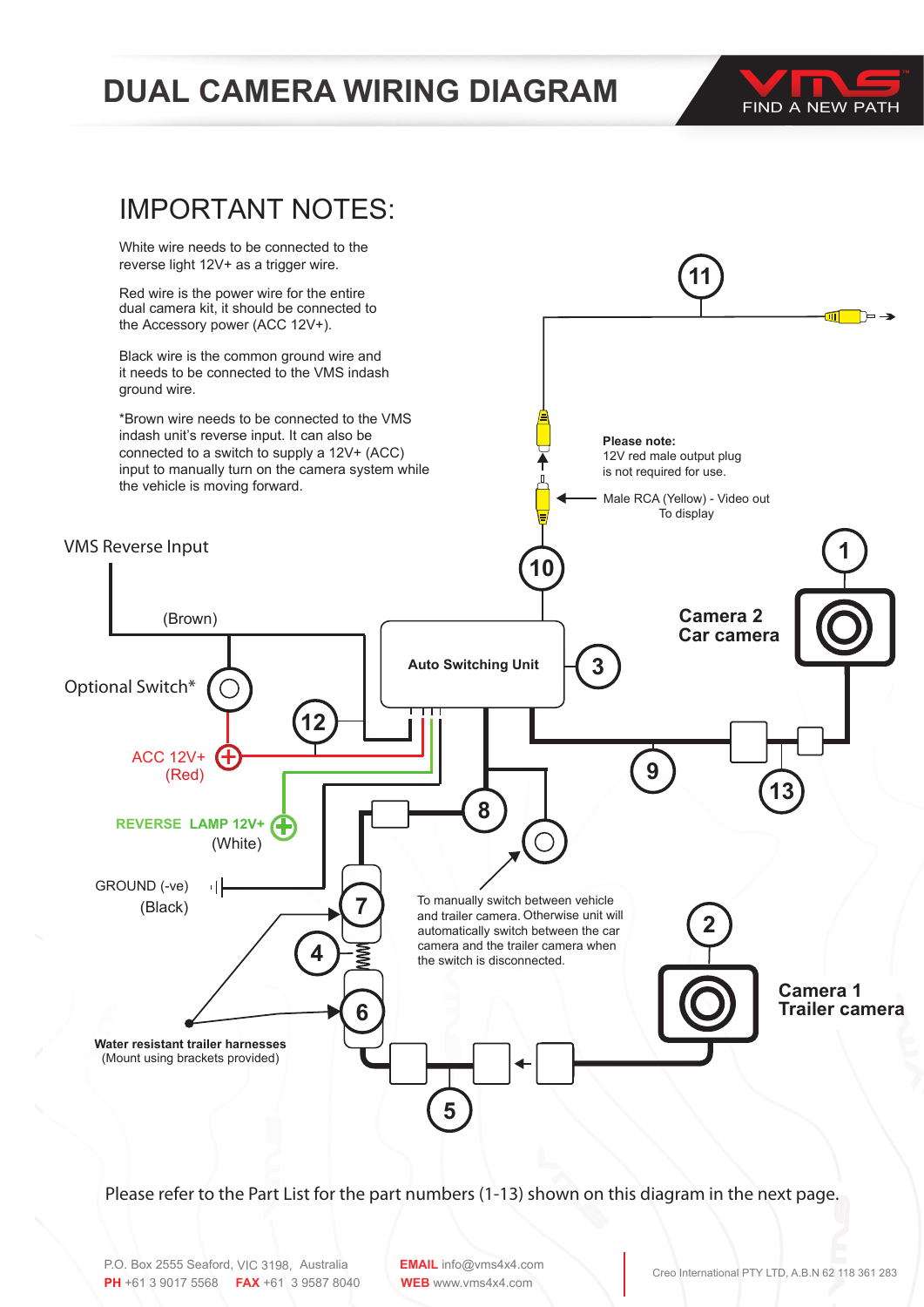# DUAL CAMERA WIRING DIAGRAM

FIND A NEW PATH

## IMPORTANT NOTES:

White wire needs to be connected to the reverse light 12V+ as a trigger wire.

Red wire is the power wire for the entire dual camera kit, it should be connected to the Accessory power (ACC 12V+).

Black wire is the common ground wire and it needs to be connected to the VMS indash ground wire.

*Brown wire needs to be connected to the VMS indash unit's reverse input. It can also be connected to a switch to supply a 12V+ (ACC) input to manually turn on the camera system while the vehicle is moving forward.

**Please note:**
12V red male output plug is not required for use.

Male RCA (Yellow) - Video out To display

VMS Reverse Input

(Brown)

Optional Switch*

ACC 12V+ (Red)

REVERSE LAMP 12V+ (White)

GROUND (-ve) (Black)

Auto Switching Unit

**Camera 2**
**Car camera**

**Camera 1**
**Trailer camera**

To manually switch between vehicle and trailer camera. Otherwise unit will automatically switch between the car camera and the trailer camera when the switch is disconnected.

**Water resistant trailer harnesses**
(Mount using brackets provided)

1, 2, 3, 4, 5, 6, 7, 8, 9, 10, 11, 12, 13

Please refer to the Part List for the part numbers (1-13) shown on this diagram in the next page.

P.O. Box 2555 Seaford, VIC 3198, Australia
**PH** +61 3 9017 5568 **FAX** +61 3 9587 8040

**EMAIL** info@vms4x4.com
**WEB** www.vms4x4.com

Creo International PTY LTD, A.B.N 62 118 361 283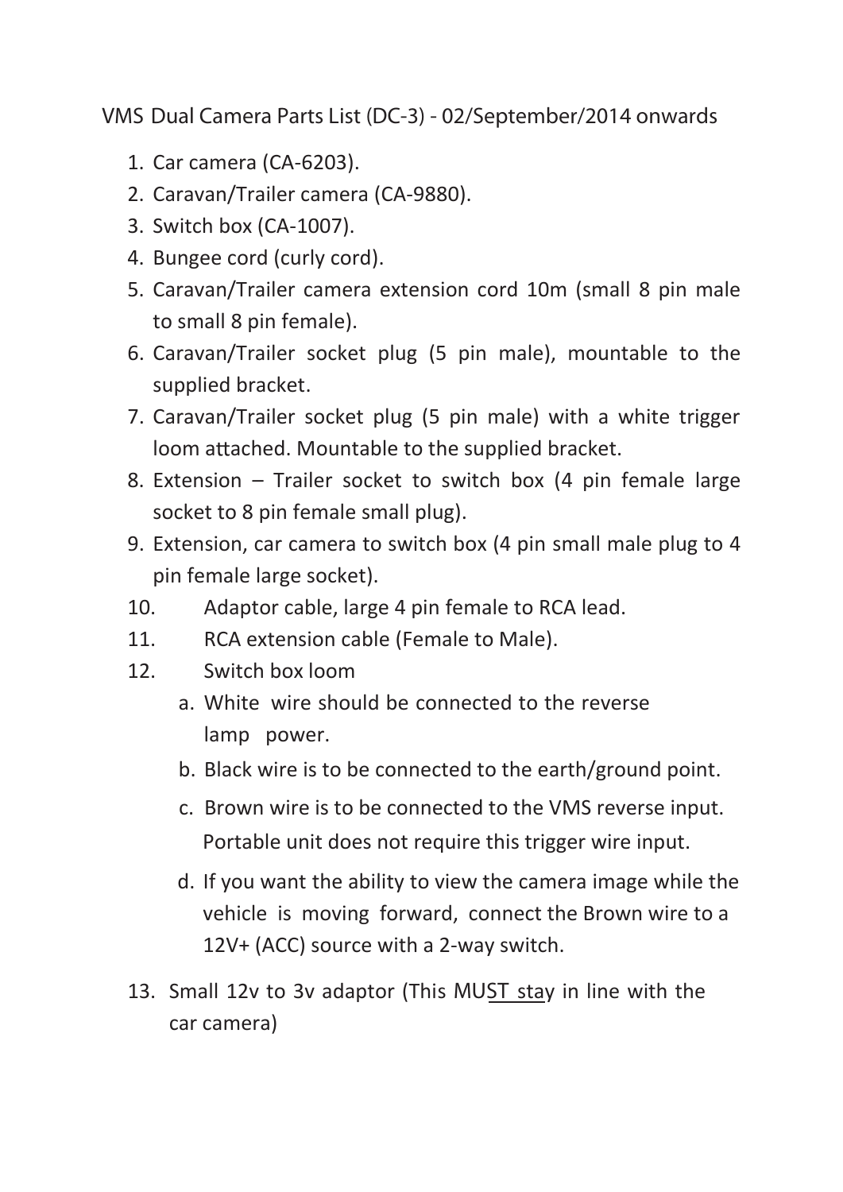VMS Dual Camera Parts List (DC-3) - 02/September/2014 onwards

1. Car camera (CA-6203).
2. Caravan/Trailer camera (CA-9880).
3. Switch box (CA-1007).
4. Bungee cord (curly cord).
5. Caravan/Trailer camera extension cord 10m (small 8 pin male to small 8 pin female).
6. Caravan/Trailer socket plug (5 pin male), mountable to the supplied bracket.
7. Caravan/Trailer socket plug (5 pin male) with a white trigger loom attached. Mountable to the supplied bracket.
8. Extension – Trailer socket to switch box (4 pin female large socket to 8 pin female small plug).
9. Extension, car camera to switch box (4 pin small male plug to 4 pin female large socket).
10. Adaptor cable, large 4 pin female to RCA lead.
11. RCA extension cable (Female to Male).
12. Switch box loom
    a. White wire should be connected to the reverse lamp power.
    b. Black wire is to be connected to the earth/ground point.
    c. Brown wire is to be connected to the VMS reverse input. Portable unit does not require this trigger wire input.
    d. If you want the ability to view the camera image while the vehicle is moving forward, connect the Brown wire to a 12V+ (ACC) source with a 2-way switch.
13. Small 12v to 3v adaptor (This MUST stay in line with the car camera)